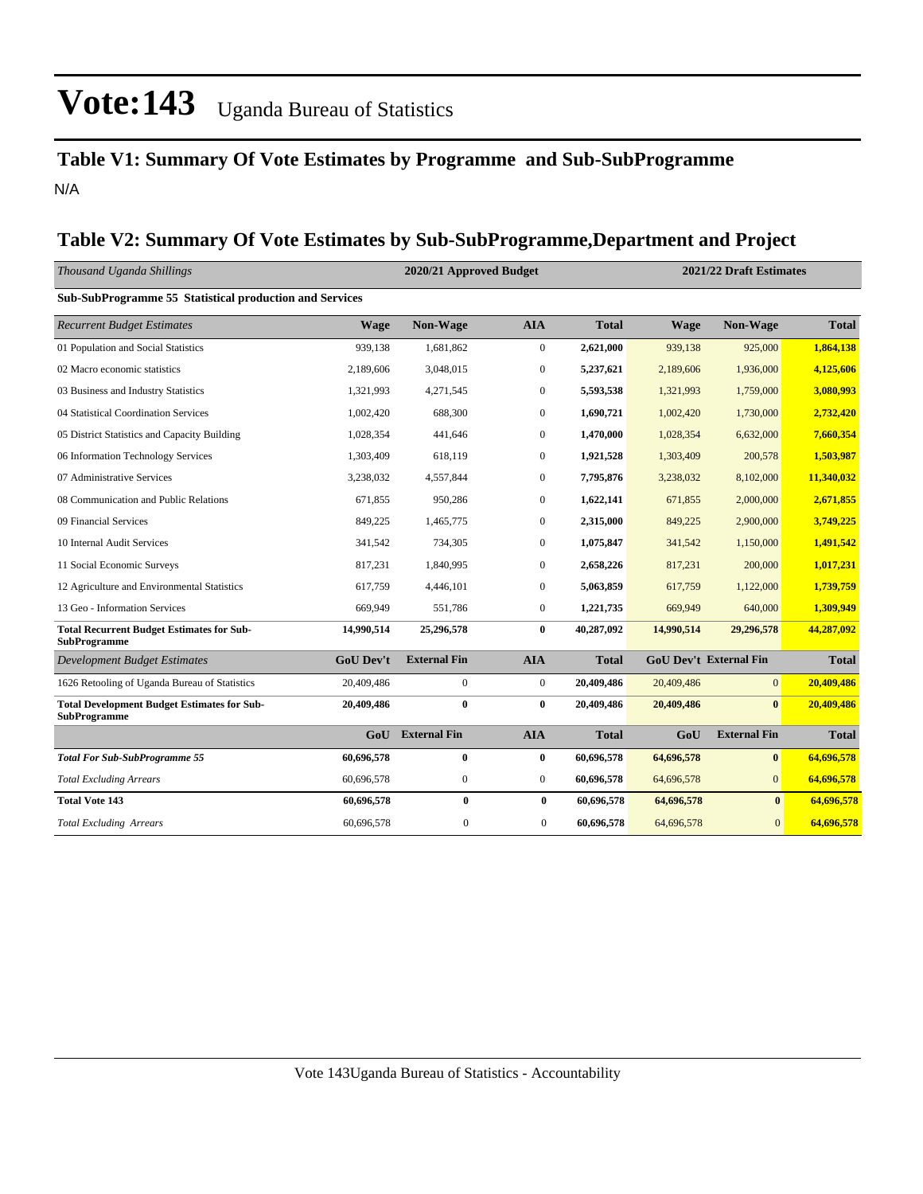# Vote:143 Uganda Bureau of Statistics

## Table V1: Summary Of Vote Estimates by Programme and Sub-SubProgramme

N/A

## Table V2: Summary Of Vote Estimates by Sub-SubProgramme,Department and Project

| *Thousand Uganda Shillings* | 2020/21 Approved Budget | | | | 2021/22 Draft Estimates | | |
|---|---|---|---|---|---|---|---|
| **Sub-SubProgramme 55 Statistical production and Services** | | | | | | | |
| *Recurrent Budget Estimates* | **Wage** | **Non-Wage** | **AIA** | **Total** | **Wage** | **Non-Wage** | **Total** |
| 01 Population and Social Statistics | 939,138 | 1,681,862 | 0 | **2,621,000** | 939,138 | 925,000 | **1,864,138** |
| 02 Macro economic statistics | 2,189,606 | 3,048,015 | 0 | **5,237,621** | 2,189,606 | 1,936,000 | **4,125,606** |
| 03 Business and Industry Statistics | 1,321,993 | 4,271,545 | 0 | **5,593,538** | 1,321,993 | 1,759,000 | **3,080,993** |
| 04 Statistical Coordination Services | 1,002,420 | 688,300 | 0 | **1,690,721** | 1,002,420 | 1,730,000 | **2,732,420** |
| 05 District Statistics and Capacity Building | 1,028,354 | 441,646 | 0 | **1,470,000** | 1,028,354 | 6,632,000 | **7,660,354** |
| 06 Information Technology Services | 1,303,409 | 618,119 | 0 | **1,921,528** | 1,303,409 | 200,578 | **1,503,987** |
| 07 Administrative Services | 3,238,032 | 4,557,844 | 0 | **7,795,876** | 3,238,032 | 8,102,000 | **11,340,032** |
| 08 Communication and Public Relations | 671,855 | 950,286 | 0 | **1,622,141** | 671,855 | 2,000,000 | **2,671,855** |
| 09 Financial Services | 849,225 | 1,465,775 | 0 | **2,315,000** | 849,225 | 2,900,000 | **3,749,225** |
| 10 Internal Audit Services | 341,542 | 734,305 | 0 | **1,075,847** | 341,542 | 1,150,000 | **1,491,542** |
| 11 Social Economic Surveys | 817,231 | 1,840,995 | 0 | **2,658,226** | 817,231 | 200,000 | **1,017,231** |
| 12 Agriculture and Environmental Statistics | 617,759 | 4,446,101 | 0 | **5,063,859** | 617,759 | 1,122,000 | **1,739,759** |
| 13 Geo - Information Services | 669,949 | 551,786 | 0 | **1,221,735** | 669,949 | 640,000 | **1,309,949** |
| **Total Recurrent Budget Estimates for Sub-SubProgramme** | **14,990,514** | **25,296,578** | **0** | **40,287,092** | **14,990,514** | **29,296,578** | **44,287,092** |
| *Development Budget Estimates* | **GoU Dev't** | **External Fin** | **AIA** | **Total** | **GoU Dev't** | **External Fin** | **Total** |
| 1626 Retooling of Uganda Bureau of Statistics | 20,409,486 | 0 | 0 | **20,409,486** | 20,409,486 | 0 | **20,409,486** |
| **Total Development Budget Estimates for Sub-SubProgramme** | **20,409,486** | **0** | **0** | **20,409,486** | **20,409,486** | **0** | **20,409,486** |
| | **GoU** | **External Fin** | **AIA** | **Total** | **GoU** | **External Fin** | **Total** |
| ***Total For Sub-SubProgramme 55*** | **60,696,578** | **0** | **0** | **60,696,578** | **64,696,578** | **0** | **64,696,578** |
| *Total Excluding Arrears* | 60,696,578 | 0 | 0 | **60,696,578** | 64,696,578 | 0 | **64,696,578** |
| **Total Vote 143** | **60,696,578** | **0** | **0** | **60,696,578** | **64,696,578** | **0** | **64,696,578** |
| *Total Excluding Arrears* | 60,696,578 | 0 | 0 | **60,696,578** | 64,696,578 | 0 | **64,696,578** |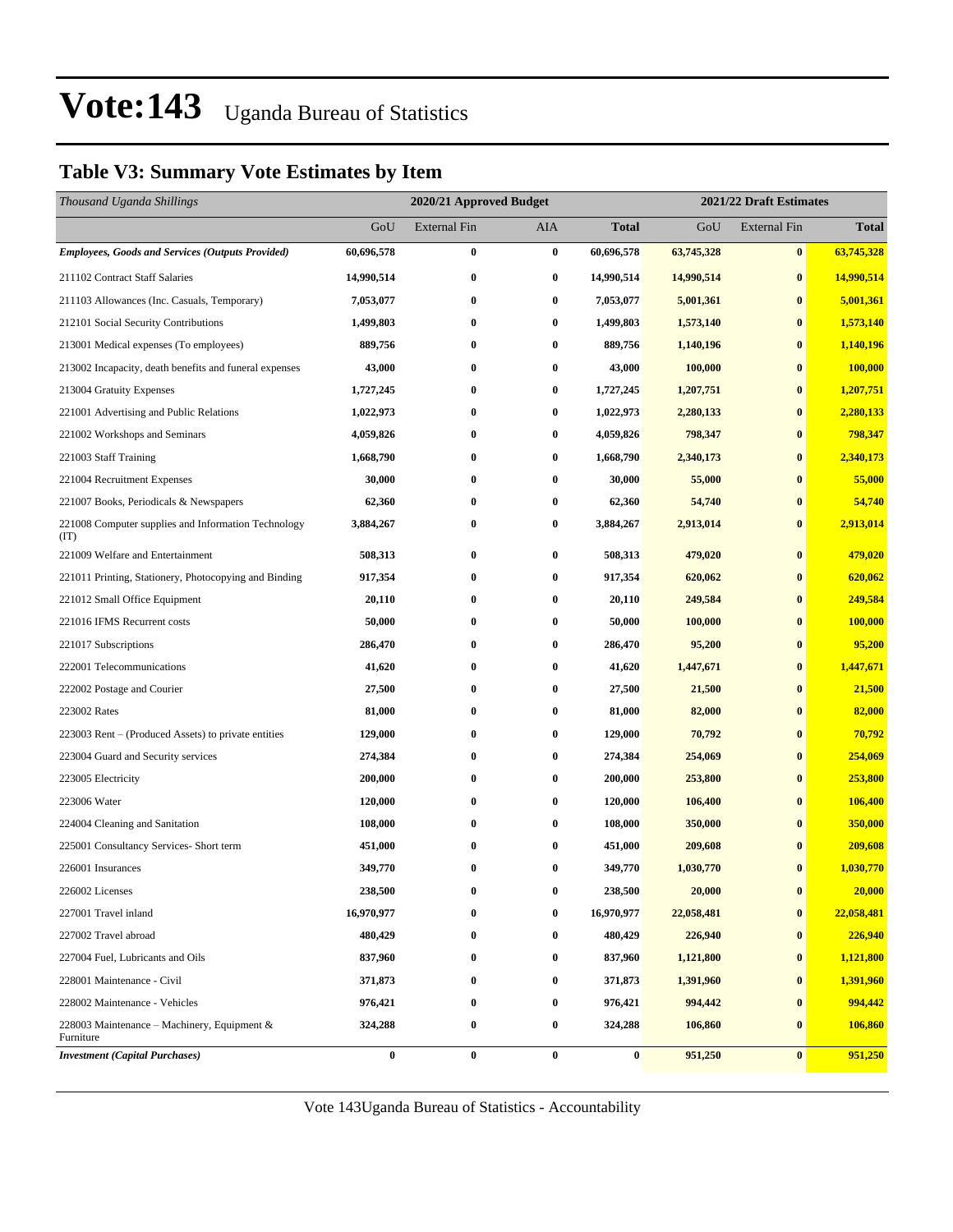# Vote:143 Uganda Bureau of Statistics

## Table V3: Summary Vote Estimates by Item

| *Thousand Uganda Shillings* | 2020/21 Approved Budget | | | | 2021/22 Draft Estimates | | |
|---|---|---|---|---|---|---|---|
| | GoU | External Fin | AIA | **Total** | GoU | External Fin | **Total** |
| ***Employees, Goods and Services (Outputs Provided)*** | **60,696,578** | **0** | **0** | **60,696,578** | **63,745,328** | **0** | **63,745,328** |
| 211102 Contract Staff Salaries | **14,990,514** | **0** | **0** | **14,990,514** | **14,990,514** | **0** | **14,990,514** |
| 211103 Allowances (Inc. Casuals, Temporary) | **7,053,077** | **0** | **0** | **7,053,077** | **5,001,361** | **0** | **5,001,361** |
| 212101 Social Security Contributions | **1,499,803** | **0** | **0** | **1,499,803** | **1,573,140** | **0** | **1,573,140** |
| 213001 Medical expenses (To employees) | **889,756** | **0** | **0** | **889,756** | **1,140,196** | **0** | **1,140,196** |
| 213002 Incapacity, death benefits and funeral expenses | **43,000** | **0** | **0** | **43,000** | **100,000** | **0** | **100,000** |
| 213004 Gratuity Expenses | **1,727,245** | **0** | **0** | **1,727,245** | **1,207,751** | **0** | **1,207,751** |
| 221001 Advertising and Public Relations | **1,022,973** | **0** | **0** | **1,022,973** | **2,280,133** | **0** | **2,280,133** |
| 221002 Workshops and Seminars | **4,059,826** | **0** | **0** | **4,059,826** | **798,347** | **0** | **798,347** |
| 221003 Staff Training | **1,668,790** | **0** | **0** | **1,668,790** | **2,340,173** | **0** | **2,340,173** |
| 221004 Recruitment Expenses | **30,000** | **0** | **0** | **30,000** | **55,000** | **0** | **55,000** |
| 221007 Books, Periodicals & Newspapers | **62,360** | **0** | **0** | **62,360** | **54,740** | **0** | **54,740** |
| 221008 Computer supplies and Information Technology (IT) | **3,884,267** | **0** | **0** | **3,884,267** | **2,913,014** | **0** | **2,913,014** |
| 221009 Welfare and Entertainment | **508,313** | **0** | **0** | **508,313** | **479,020** | **0** | **479,020** |
| 221011 Printing, Stationery, Photocopying and Binding | **917,354** | **0** | **0** | **917,354** | **620,062** | **0** | **620,062** |
| 221012 Small Office Equipment | **20,110** | **0** | **0** | **20,110** | **249,584** | **0** | **249,584** |
| 221016 IFMS Recurrent costs | **50,000** | **0** | **0** | **50,000** | **100,000** | **0** | **100,000** |
| 221017 Subscriptions | **286,470** | **0** | **0** | **286,470** | **95,200** | **0** | **95,200** |
| 222001 Telecommunications | **41,620** | **0** | **0** | **41,620** | **1,447,671** | **0** | **1,447,671** |
| 222002 Postage and Courier | **27,500** | **0** | **0** | **27,500** | **21,500** | **0** | **21,500** |
| 223002 Rates | **81,000** | **0** | **0** | **81,000** | **82,000** | **0** | **82,000** |
| 223003 Rent – (Produced Assets) to private entities | **129,000** | **0** | **0** | **129,000** | **70,792** | **0** | **70,792** |
| 223004 Guard and Security services | **274,384** | **0** | **0** | **274,384** | **254,069** | **0** | **254,069** |
| 223005 Electricity | **200,000** | **0** | **0** | **200,000** | **253,800** | **0** | **253,800** |
| 223006 Water | **120,000** | **0** | **0** | **120,000** | **106,400** | **0** | **106,400** |
| 224004 Cleaning and Sanitation | **108,000** | **0** | **0** | **108,000** | **350,000** | **0** | **350,000** |
| 225001 Consultancy Services- Short term | **451,000** | **0** | **0** | **451,000** | **209,608** | **0** | **209,608** |
| 226001 Insurances | **349,770** | **0** | **0** | **349,770** | **1,030,770** | **0** | **1,030,770** |
| 226002 Licenses | **238,500** | **0** | **0** | **238,500** | **20,000** | **0** | **20,000** |
| 227001 Travel inland | **16,970,977** | **0** | **0** | **16,970,977** | **22,058,481** | **0** | **22,058,481** |
| 227002 Travel abroad | **480,429** | **0** | **0** | **480,429** | **226,940** | **0** | **226,940** |
| 227004 Fuel, Lubricants and Oils | **837,960** | **0** | **0** | **837,960** | **1,121,800** | **0** | **1,121,800** |
| 228001 Maintenance - Civil | **371,873** | **0** | **0** | **371,873** | **1,391,960** | **0** | **1,391,960** |
| 228002 Maintenance - Vehicles | **976,421** | **0** | **0** | **976,421** | **994,442** | **0** | **994,442** |
| 228003 Maintenance – Machinery, Equipment & Furniture | **324,288** | **0** | **0** | **324,288** | **106,860** | **0** | **106,860** |
| ***Investment (Capital Purchases)*** | **0** | **0** | **0** | **0** | **951,250** | **0** | **951,250** |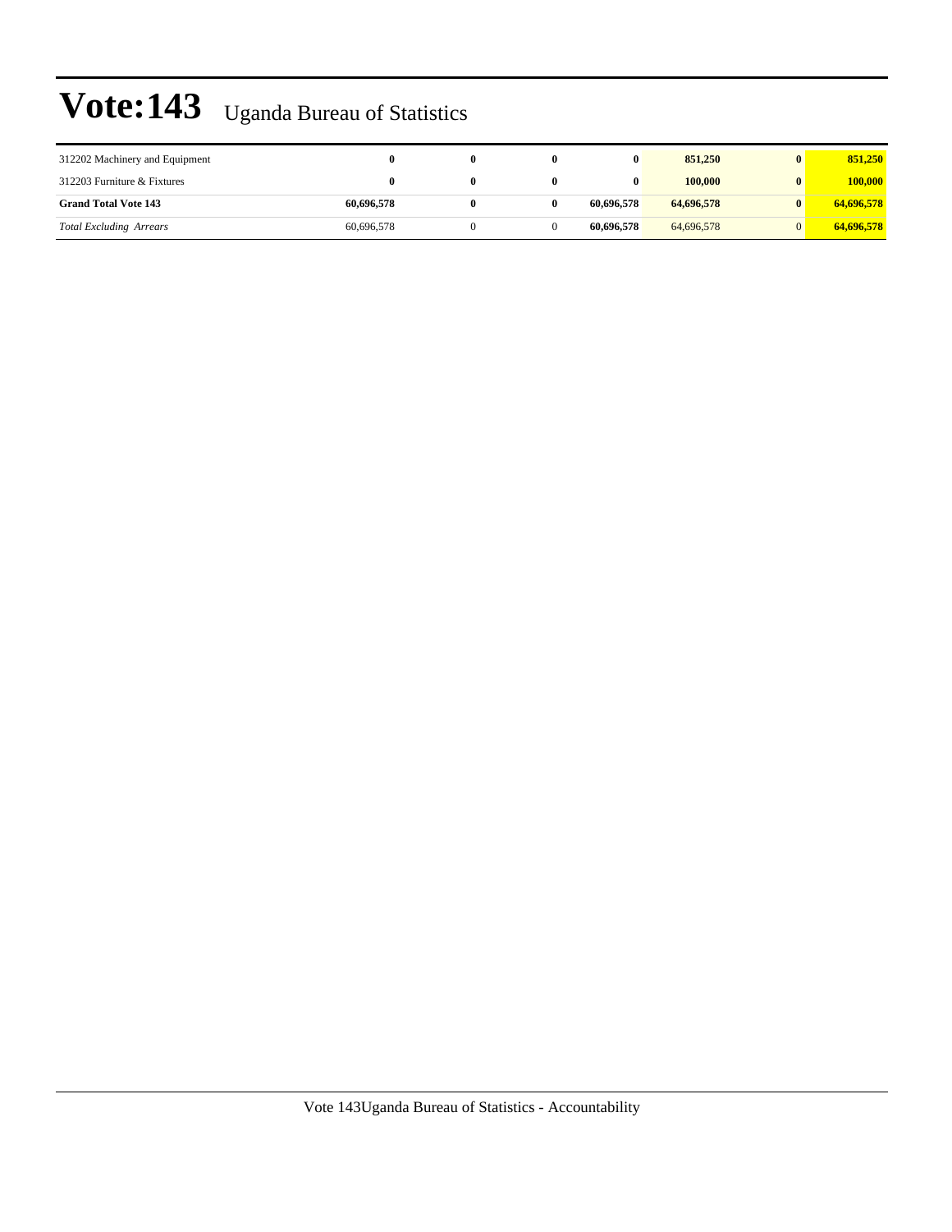# Vote:143 Uganda Bureau of Statistics

| | | | | | | | |
|---|---|---|---|---|---|---|---|
| 312202 Machinery and Equipment | **0** | **0** | **0** | **0** | **851,250** | **0** | **851,250** |
| 312203 Furniture & Fixtures | **0** | **0** | **0** | **0** | **100,000** | **0** | **100,000** |
| **Grand Total Vote 143** | **60,696,578** | **0** | **0** | **60,696,578** | **64,696,578** | **0** | **64,696,578** |
| *Total Excluding Arrears* | 60,696,578 | 0 | 0 | **60,696,578** | 64,696,578 | 0 | **64,696,578** |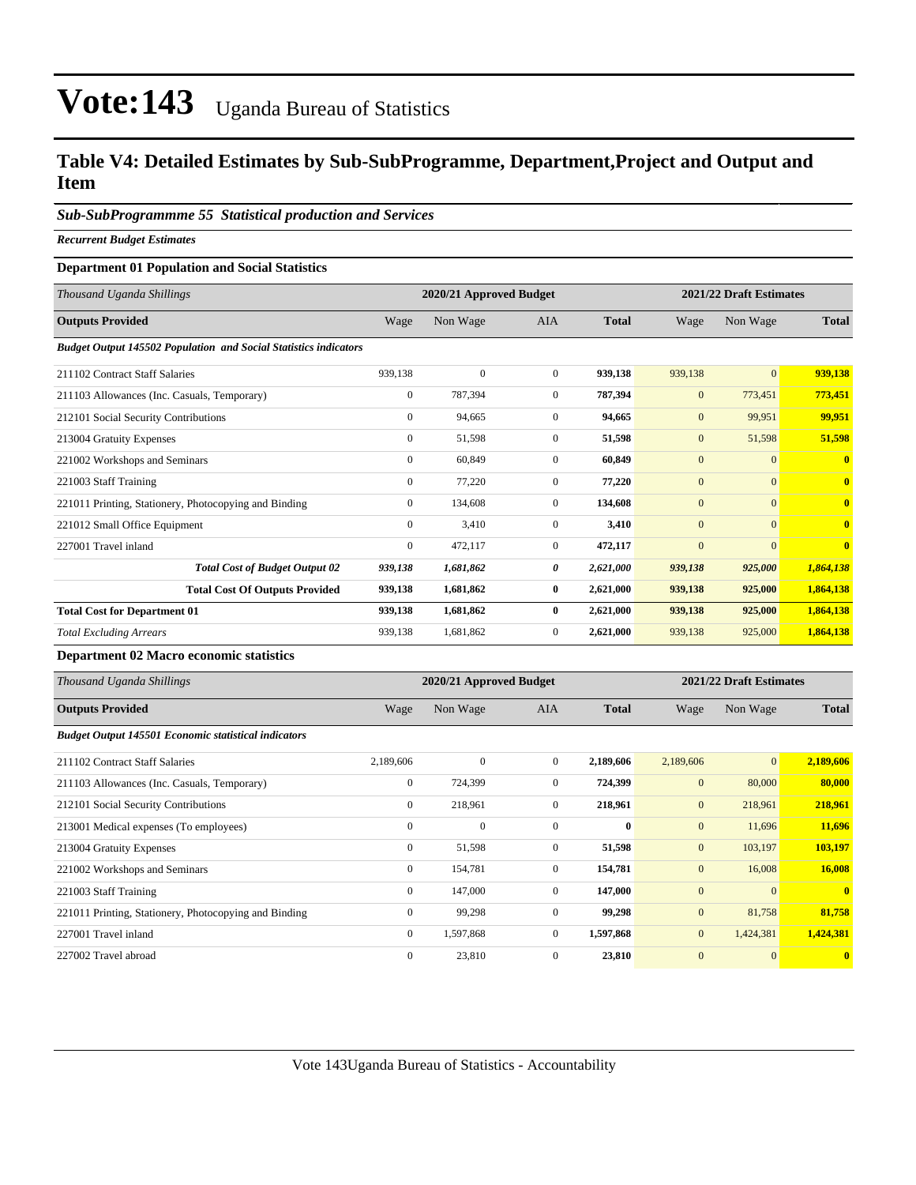# Vote:143 Uganda Bureau of Statistics

## Table V4: Detailed Estimates by Sub-SubProgramme, Department,Project and Output and Item

### *Sub-SubProgrammme 55 Statistical production and Services*

***Recurrent Budget Estimates***

**Department 01 Population and Social Statistics**

| *Thousand Uganda Shillings* | 2020/21 Approved Budget | | | | 2021/22 Draft Estimates | | |
|---|---|---|---|---|---|---|---|
| **Outputs Provided** | Wage | Non Wage | AIA | **Total** | Wage | Non Wage | **Total** |
| ***Budget Output 145502 Population and Social Statistics indicators*** | | | | | | | |
| 211102 Contract Staff Salaries | 939,138 | 0 | 0 | **939,138** | 939,138 | 0 | **939,138** |
| 211103 Allowances (Inc. Casuals, Temporary) | 0 | 787,394 | 0 | **787,394** | 0 | 773,451 | **773,451** |
| 212101 Social Security Contributions | 0 | 94,665 | 0 | **94,665** | 0 | 99,951 | **99,951** |
| 213004 Gratuity Expenses | 0 | 51,598 | 0 | **51,598** | 0 | 51,598 | **51,598** |
| 221002 Workshops and Seminars | 0 | 60,849 | 0 | **60,849** | 0 | 0 | **0** |
| 221003 Staff Training | 0 | 77,220 | 0 | **77,220** | 0 | 0 | **0** |
| 221011 Printing, Stationery, Photocopying and Binding | 0 | 134,608 | 0 | **134,608** | 0 | 0 | **0** |
| 221012 Small Office Equipment | 0 | 3,410 | 0 | **3,410** | 0 | 0 | **0** |
| 227001 Travel inland | 0 | 472,117 | 0 | **472,117** | 0 | 0 | **0** |
| ***Total Cost of Budget Output 02*** | ***939,138*** | ***1,681,862*** | ***0*** | ***2,621,000*** | ***939,138*** | ***925,000*** | ***1,864,138*** |
| **Total Cost Of Outputs Provided** | **939,138** | **1,681,862** | **0** | **2,621,000** | **939,138** | **925,000** | **1,864,138** |
| **Total Cost for Department 01** | **939,138** | **1,681,862** | **0** | **2,621,000** | **939,138** | **925,000** | **1,864,138** |
| *Total Excluding Arrears* | 939,138 | 1,681,862 | 0 | **2,621,000** | 939,138 | 925,000 | **1,864,138** |

**Department 02 Macro economic statistics**

| *Thousand Uganda Shillings* | 2020/21 Approved Budget | | | | 2021/22 Draft Estimates | | |
|---|---|---|---|---|---|---|---|
| **Outputs Provided** | Wage | Non Wage | AIA | **Total** | Wage | Non Wage | **Total** |
| ***Budget Output 145501 Economic statistical indicators*** | | | | | | | |
| 211102 Contract Staff Salaries | 2,189,606 | 0 | 0 | **2,189,606** | 2,189,606 | 0 | **2,189,606** |
| 211103 Allowances (Inc. Casuals, Temporary) | 0 | 724,399 | 0 | **724,399** | 0 | 80,000 | **80,000** |
| 212101 Social Security Contributions | 0 | 218,961 | 0 | **218,961** | 0 | 218,961 | **218,961** |
| 213001 Medical expenses (To employees) | 0 | 0 | 0 | **0** | 0 | 11,696 | **11,696** |
| 213004 Gratuity Expenses | 0 | 51,598 | 0 | **51,598** | 0 | 103,197 | **103,197** |
| 221002 Workshops and Seminars | 0 | 154,781 | 0 | **154,781** | 0 | 16,008 | **16,008** |
| 221003 Staff Training | 0 | 147,000 | 0 | **147,000** | 0 | 0 | **0** |
| 221011 Printing, Stationery, Photocopying and Binding | 0 | 99,298 | 0 | **99,298** | 0 | 81,758 | **81,758** |
| 227001 Travel inland | 0 | 1,597,868 | 0 | **1,597,868** | 0 | 1,424,381 | **1,424,381** |
| 227002 Travel abroad | 0 | 23,810 | 0 | **23,810** | 0 | 0 | **0** |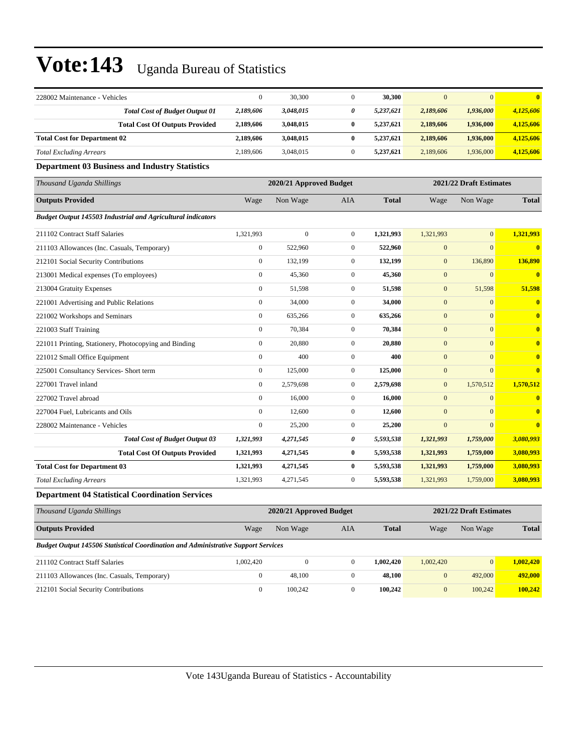# Vote:143 Uganda Bureau of Statistics

| 228002 Maintenance - Vehicles | 0 | 30,300 | 0 | **30,300** | 0 | 0 | **0** |
|---|---|---|---|---|---|---|---|
| ***Total Cost of Budget Output 01*** | ***2,189,606*** | ***3,048,015*** | ***0*** | ***5,237,621*** | ***2,189,606*** | ***1,936,000*** | ***4,125,606*** |
| **Total Cost Of Outputs Provided** | **2,189,606** | **3,048,015** | **0** | **5,237,621** | **2,189,606** | **1,936,000** | **4,125,606** |
| **Total Cost for Department 02** | **2,189,606** | **3,048,015** | **0** | **5,237,621** | **2,189,606** | **1,936,000** | **4,125,606** |
| *Total Excluding Arrears* | 2,189,606 | 3,048,015 | 0 | **5,237,621** | 2,189,606 | 1,936,000 | **4,125,606** |

### Department 03 Business and Industry Statistics

| *Thousand Uganda Shillings* | 2020/21 Approved Budget | | | | 2021/22 Draft Estimates | | |
|---|---|---|---|---|---|---|---|
| **Outputs Provided** | Wage | Non Wage | AIA | **Total** | Wage | Non Wage | **Total** |
| ***Budget Output 145503 Industrial and Agricultural indicators*** | | | | | | | |
| 211102 Contract Staff Salaries | 1,321,993 | 0 | 0 | **1,321,993** | 1,321,993 | 0 | **1,321,993** |
| 211103 Allowances (Inc. Casuals, Temporary) | 0 | 522,960 | 0 | **522,960** | 0 | 0 | **0** |
| 212101 Social Security Contributions | 0 | 132,199 | 0 | **132,199** | 0 | 136,890 | **136,890** |
| 213001 Medical expenses (To employees) | 0 | 45,360 | 0 | **45,360** | 0 | 0 | **0** |
| 213004 Gratuity Expenses | 0 | 51,598 | 0 | **51,598** | 0 | 51,598 | **51,598** |
| 221001 Advertising and Public Relations | 0 | 34,000 | 0 | **34,000** | 0 | 0 | **0** |
| 221002 Workshops and Seminars | 0 | 635,266 | 0 | **635,266** | 0 | 0 | **0** |
| 221003 Staff Training | 0 | 70,384 | 0 | **70,384** | 0 | 0 | **0** |
| 221011 Printing, Stationery, Photocopying and Binding | 0 | 20,880 | 0 | **20,880** | 0 | 0 | **0** |
| 221012 Small Office Equipment | 0 | 400 | 0 | **400** | 0 | 0 | **0** |
| 225001 Consultancy Services- Short term | 0 | 125,000 | 0 | **125,000** | 0 | 0 | **0** |
| 227001 Travel inland | 0 | 2,579,698 | 0 | **2,579,698** | 0 | 1,570,512 | **1,570,512** |
| 227002 Travel abroad | 0 | 16,000 | 0 | **16,000** | 0 | 0 | **0** |
| 227004 Fuel, Lubricants and Oils | 0 | 12,600 | 0 | **12,600** | 0 | 0 | **0** |
| 228002 Maintenance - Vehicles | 0 | 25,200 | 0 | **25,200** | 0 | 0 | **0** |
| ***Total Cost of Budget Output 03*** | ***1,321,993*** | ***4,271,545*** | ***0*** | ***5,593,538*** | ***1,321,993*** | ***1,759,000*** | ***3,080,993*** |
| **Total Cost Of Outputs Provided** | **1,321,993** | **4,271,545** | **0** | **5,593,538** | **1,321,993** | **1,759,000** | **3,080,993** |
| **Total Cost for Department 03** | **1,321,993** | **4,271,545** | **0** | **5,593,538** | **1,321,993** | **1,759,000** | **3,080,993** |
| *Total Excluding Arrears* | 1,321,993 | 4,271,545 | 0 | **5,593,538** | 1,321,993 | 1,759,000 | **3,080,993** |

### Department 04 Statistical Coordination Services

| *Thousand Uganda Shillings* | 2020/21 Approved Budget | | | | 2021/22 Draft Estimates | | |
|---|---|---|---|---|---|---|---|
| **Outputs Provided** | Wage | Non Wage | AIA | **Total** | Wage | Non Wage | **Total** |
| ***Budget Output 145506 Statistical Coordination and Administrative Support Services*** | | | | | | | |
| 211102 Contract Staff Salaries | 1,002,420 | 0 | 0 | **1,002,420** | 1,002,420 | 0 | **1,002,420** |
| 211103 Allowances (Inc. Casuals, Temporary) | 0 | 48,100 | 0 | **48,100** | 0 | 492,000 | **492,000** |
| 212101 Social Security Contributions | 0 | 100,242 | 0 | **100,242** | 0 | 100,242 | **100,242** |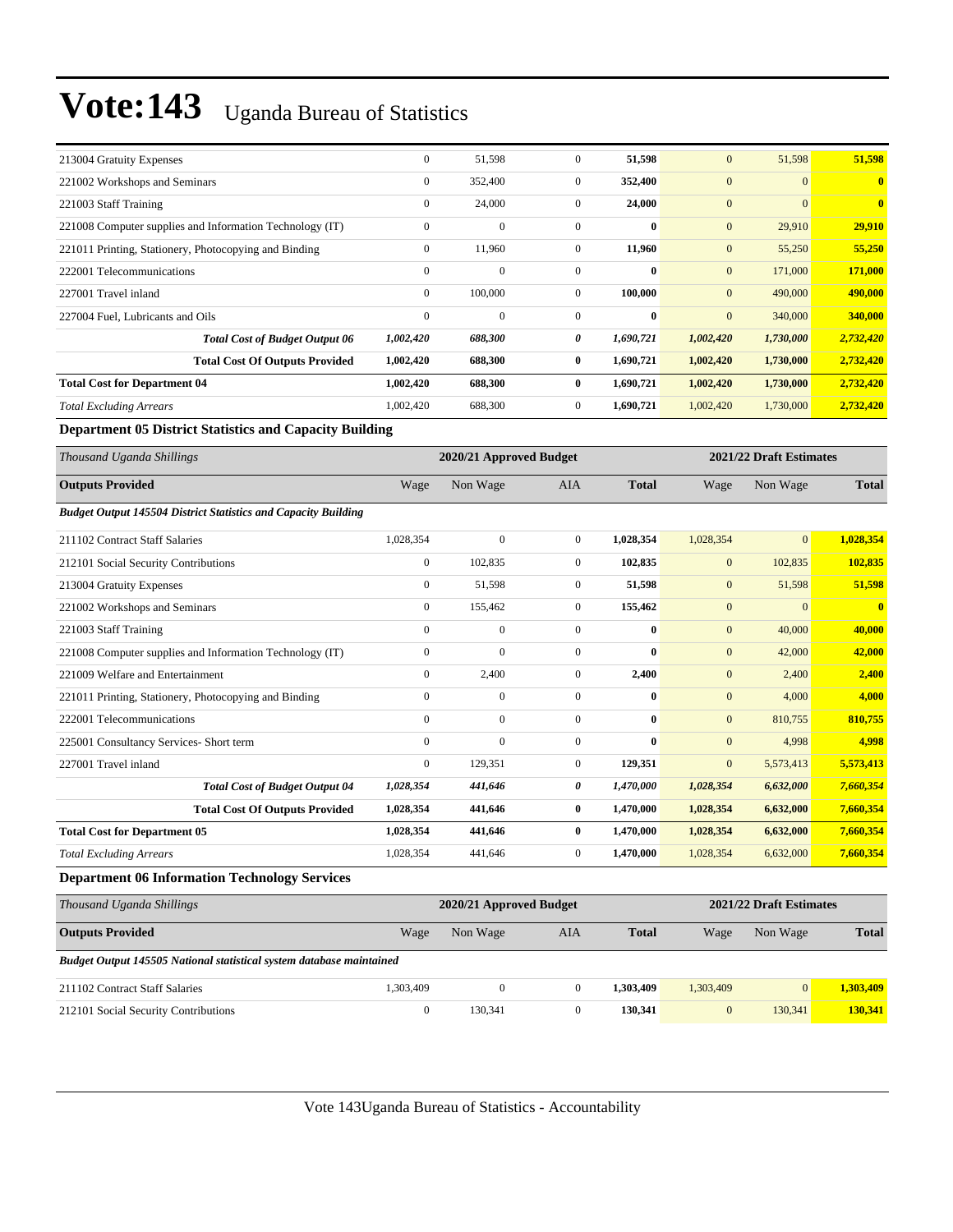| | | | | | | | |
|---|---|---|---|---|---|---|---|
| 213004 Gratuity Expenses | 0 | 51,598 | 0 | **51,598** | 0 | 51,598 | **51,598** |
| 221002 Workshops and Seminars | 0 | 352,400 | 0 | **352,400** | 0 | 0 | **0** |
| 221003 Staff Training | 0 | 24,000 | 0 | **24,000** | 0 | 0 | **0** |
| 221008 Computer supplies and Information Technology (IT) | 0 | 0 | 0 | **0** | 0 | 29,910 | **29,910** |
| 221011 Printing, Stationery, Photocopying and Binding | 0 | 11,960 | 0 | **11,960** | 0 | 55,250 | **55,250** |
| 222001 Telecommunications | 0 | 0 | 0 | **0** | 0 | 171,000 | **171,000** |
| 227001 Travel inland | 0 | 100,000 | 0 | **100,000** | 0 | 490,000 | **490,000** |
| 227004 Fuel, Lubricants and Oils | 0 | 0 | 0 | **0** | 0 | 340,000 | **340,000** |
| ***Total Cost of Budget Output 06*** | ***1,002,420*** | ***688,300*** | ***0*** | ***1,690,721*** | ***1,002,420*** | ***1,730,000*** | ***2,732,420*** |
| **Total Cost Of Outputs Provided** | **1,002,420** | **688,300** | **0** | **1,690,721** | **1,002,420** | **1,730,000** | **2,732,420** |
| **Total Cost for Department 04** | **1,002,420** | **688,300** | **0** | **1,690,721** | **1,002,420** | **1,730,000** | **2,732,420** |
| *Total Excluding Arrears* | 1,002,420 | 688,300 | 0 | **1,690,721** | 1,002,420 | 1,730,000 | **2,732,420** |

**Department 05 District Statistics and Capacity Building**

| *Thousand Uganda Shillings* | 2020/21 Approved Budget | | | | 2021/22 Draft Estimates | | |
|---|---|---|---|---|---|---|---|
| **Outputs Provided** | Wage | Non Wage | AIA | **Total** | Wage | Non Wage | **Total** |
| ***Budget Output 145504 District Statistics and Capacity Building*** | | | | | | | |
| 211102 Contract Staff Salaries | 1,028,354 | 0 | 0 | **1,028,354** | 1,028,354 | 0 | **1,028,354** |
| 212101 Social Security Contributions | 0 | 102,835 | 0 | **102,835** | 0 | 102,835 | **102,835** |
| 213004 Gratuity Expenses | 0 | 51,598 | 0 | **51,598** | 0 | 51,598 | **51,598** |
| 221002 Workshops and Seminars | 0 | 155,462 | 0 | **155,462** | 0 | 0 | **0** |
| 221003 Staff Training | 0 | 0 | 0 | **0** | 0 | 40,000 | **40,000** |
| 221008 Computer supplies and Information Technology (IT) | 0 | 0 | 0 | **0** | 0 | 42,000 | **42,000** |
| 221009 Welfare and Entertainment | 0 | 2,400 | 0 | **2,400** | 0 | 2,400 | **2,400** |
| 221011 Printing, Stationery, Photocopying and Binding | 0 | 0 | 0 | **0** | 0 | 4,000 | **4,000** |
| 222001 Telecommunications | 0 | 0 | 0 | **0** | 0 | 810,755 | **810,755** |
| 225001 Consultancy Services- Short term | 0 | 0 | 0 | **0** | 0 | 4,998 | **4,998** |
| 227001 Travel inland | 0 | 129,351 | 0 | **129,351** | 0 | 5,573,413 | **5,573,413** |
| ***Total Cost of Budget Output 04*** | ***1,028,354*** | ***441,646*** | ***0*** | ***1,470,000*** | ***1,028,354*** | ***6,632,000*** | ***7,660,354*** |
| **Total Cost Of Outputs Provided** | **1,028,354** | **441,646** | **0** | **1,470,000** | **1,028,354** | **6,632,000** | **7,660,354** |
| **Total Cost for Department 05** | **1,028,354** | **441,646** | **0** | **1,470,000** | **1,028,354** | **6,632,000** | **7,660,354** |
| *Total Excluding Arrears* | 1,028,354 | 441,646 | 0 | **1,470,000** | 1,028,354 | 6,632,000 | **7,660,354** |

**Department 06 Information Technology Services**

| *Thousand Uganda Shillings* | 2020/21 Approved Budget | | | | 2021/22 Draft Estimates | | |
|---|---|---|---|---|---|---|---|
| **Outputs Provided** | Wage | Non Wage | AIA | **Total** | Wage | Non Wage | **Total** |
| ***Budget Output 145505 National statistical system database maintained*** | | | | | | | |
| 211102 Contract Staff Salaries | 1,303,409 | 0 | 0 | **1,303,409** | 1,303,409 | 0 | **1,303,409** |
| 212101 Social Security Contributions | 0 | 130,341 | 0 | **130,341** | 0 | 130,341 | **130,341** |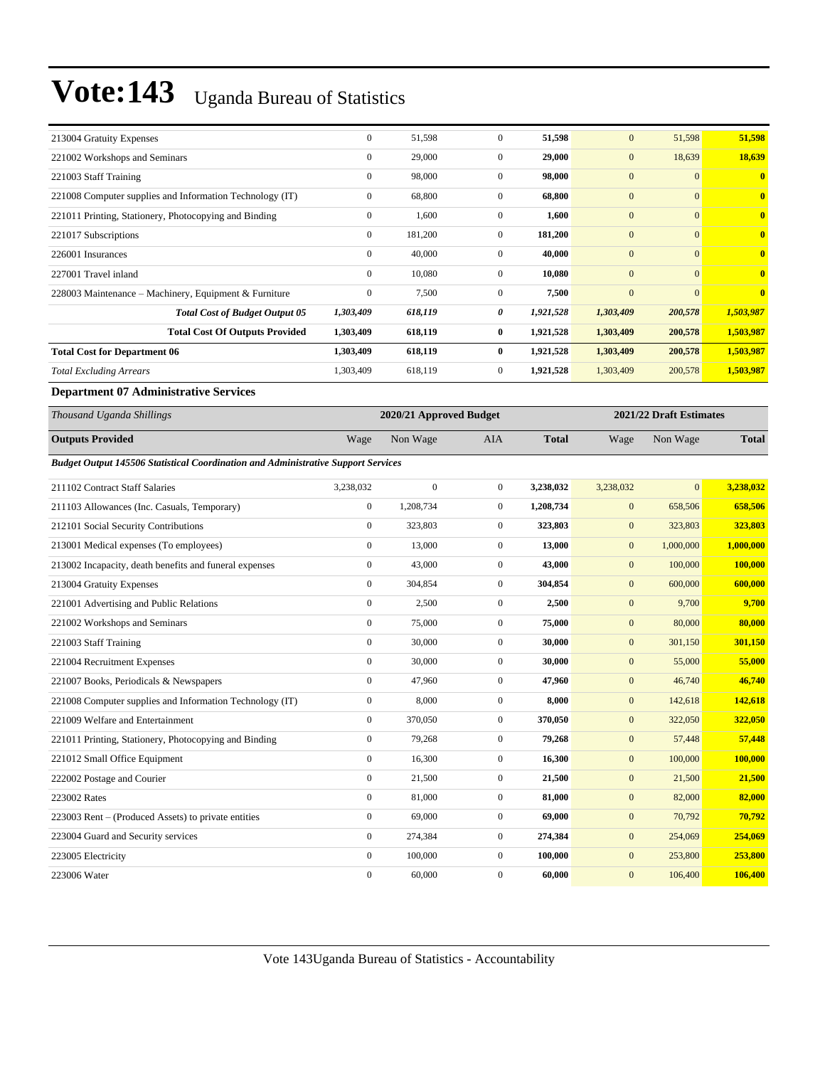| | | | | | | | |
|---|---|---|---|---|---|---|---|
| 213004 Gratuity Expenses | 0 | 51,598 | 0 | **51,598** | 0 | 51,598 | **51,598** |
| 221002 Workshops and Seminars | 0 | 29,000 | 0 | **29,000** | 0 | 18,639 | **18,639** |
| 221003 Staff Training | 0 | 98,000 | 0 | **98,000** | 0 | 0 | **0** |
| 221008 Computer supplies and Information Technology (IT) | 0 | 68,800 | 0 | **68,800** | 0 | 0 | **0** |
| 221011 Printing, Stationery, Photocopying and Binding | 0 | 1,600 | 0 | **1,600** | 0 | 0 | **0** |
| 221017 Subscriptions | 0 | 181,200 | 0 | **181,200** | 0 | 0 | **0** |
| 226001 Insurances | 0 | 40,000 | 0 | **40,000** | 0 | 0 | **0** |
| 227001 Travel inland | 0 | 10,080 | 0 | **10,080** | 0 | 0 | **0** |
| 228003 Maintenance – Machinery, Equipment & Furniture | 0 | 7,500 | 0 | **7,500** | 0 | 0 | **0** |
| ***Total Cost of Budget Output 05*** | ***1,303,409*** | ***618,119*** | ***0*** | ***1,921,528*** | ***1,303,409*** | ***200,578*** | ***1,503,987*** |
| **Total Cost Of Outputs Provided** | **1,303,409** | **618,119** | **0** | **1,921,528** | **1,303,409** | **200,578** | **1,503,987** |
| **Total Cost for Department 06** | **1,303,409** | **618,119** | **0** | **1,921,528** | **1,303,409** | **200,578** | **1,503,987** |
| *Total Excluding Arrears* | 1,303,409 | 618,119 | 0 | **1,921,528** | 1,303,409 | 200,578 | **1,503,987** |

### Department 07 Administrative Services

| *Thousand Uganda Shillings* | 2020/21 Approved Budget | | | | 2021/22 Draft Estimates | | |
|---|---|---|---|---|---|---|---|
| **Outputs Provided** | Wage | Non Wage | AIA | **Total** | Wage | Non Wage | **Total** |
| ***Budget Output 145506 Statistical Coordination and Administrative Support Services*** | | | | | | | |
| 211102 Contract Staff Salaries | 3,238,032 | 0 | 0 | **3,238,032** | 3,238,032 | 0 | **3,238,032** |
| 211103 Allowances (Inc. Casuals, Temporary) | 0 | 1,208,734 | 0 | **1,208,734** | 0 | 658,506 | **658,506** |
| 212101 Social Security Contributions | 0 | 323,803 | 0 | **323,803** | 0 | 323,803 | **323,803** |
| 213001 Medical expenses (To employees) | 0 | 13,000 | 0 | **13,000** | 0 | 1,000,000 | **1,000,000** |
| 213002 Incapacity, death benefits and funeral expenses | 0 | 43,000 | 0 | **43,000** | 0 | 100,000 | **100,000** |
| 213004 Gratuity Expenses | 0 | 304,854 | 0 | **304,854** | 0 | 600,000 | **600,000** |
| 221001 Advertising and Public Relations | 0 | 2,500 | 0 | **2,500** | 0 | 9,700 | **9,700** |
| 221002 Workshops and Seminars | 0 | 75,000 | 0 | **75,000** | 0 | 80,000 | **80,000** |
| 221003 Staff Training | 0 | 30,000 | 0 | **30,000** | 0 | 301,150 | **301,150** |
| 221004 Recruitment Expenses | 0 | 30,000 | 0 | **30,000** | 0 | 55,000 | **55,000** |
| 221007 Books, Periodicals & Newspapers | 0 | 47,960 | 0 | **47,960** | 0 | 46,740 | **46,740** |
| 221008 Computer supplies and Information Technology (IT) | 0 | 8,000 | 0 | **8,000** | 0 | 142,618 | **142,618** |
| 221009 Welfare and Entertainment | 0 | 370,050 | 0 | **370,050** | 0 | 322,050 | **322,050** |
| 221011 Printing, Stationery, Photocopying and Binding | 0 | 79,268 | 0 | **79,268** | 0 | 57,448 | **57,448** |
| 221012 Small Office Equipment | 0 | 16,300 | 0 | **16,300** | 0 | 100,000 | **100,000** |
| 222002 Postage and Courier | 0 | 21,500 | 0 | **21,500** | 0 | 21,500 | **21,500** |
| 223002 Rates | 0 | 81,000 | 0 | **81,000** | 0 | 82,000 | **82,000** |
| 223003 Rent – (Produced Assets) to private entities | 0 | 69,000 | 0 | **69,000** | 0 | 70,792 | **70,792** |
| 223004 Guard and Security services | 0 | 274,384 | 0 | **274,384** | 0 | 254,069 | **254,069** |
| 223005 Electricity | 0 | 100,000 | 0 | **100,000** | 0 | 253,800 | **253,800** |
| 223006 Water | 0 | 60,000 | 0 | **60,000** | 0 | 106,400 | **106,400** |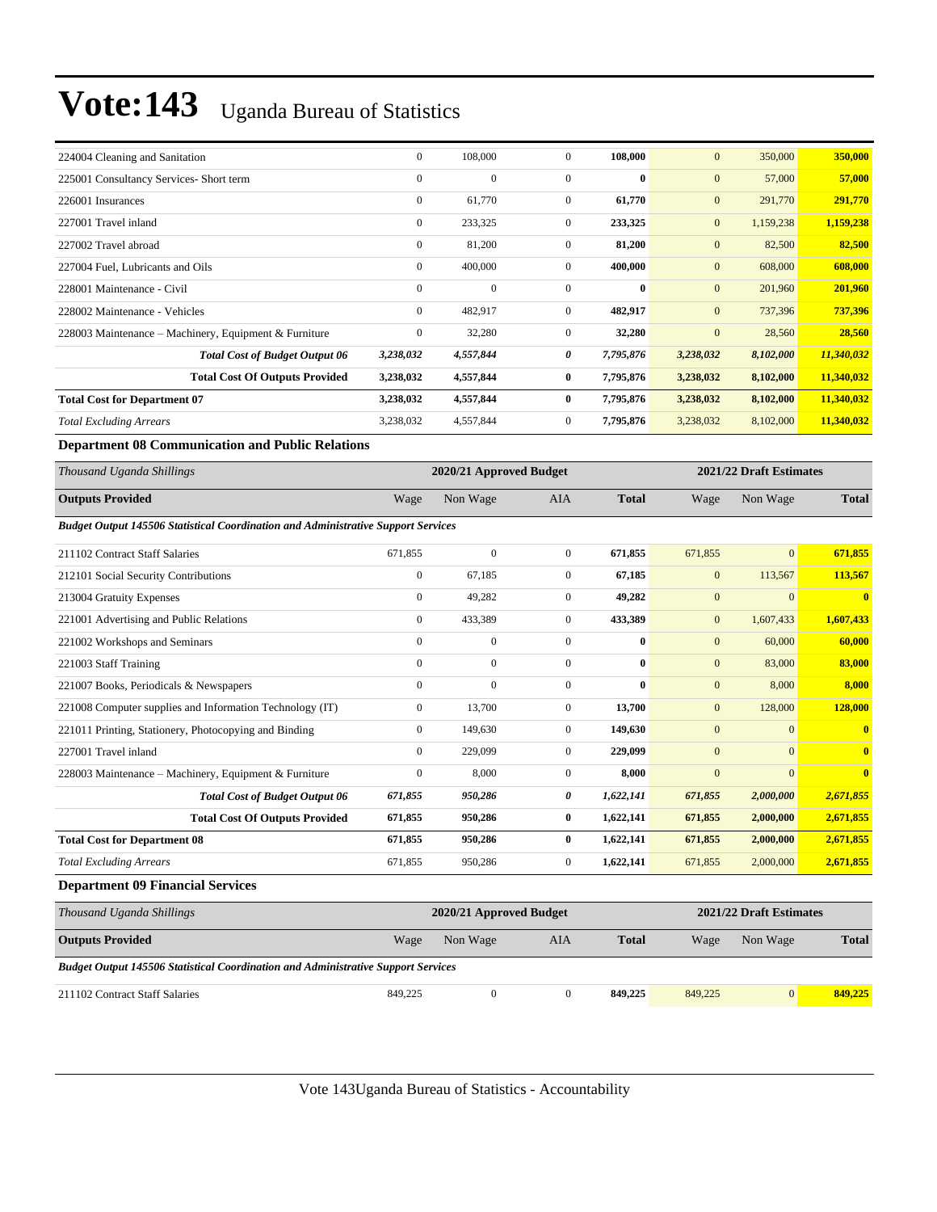| | | | | | | | |
|---|---|---|---|---|---|---|---|
| 224004 Cleaning and Sanitation | 0 | 108,000 | 0 | **108,000** | 0 | 350,000 | **350,000** |
| 225001 Consultancy Services- Short term | 0 | 0 | 0 | **0** | 0 | 57,000 | **57,000** |
| 226001 Insurances | 0 | 61,770 | 0 | **61,770** | 0 | 291,770 | **291,770** |
| 227001 Travel inland | 0 | 233,325 | 0 | **233,325** | 0 | 1,159,238 | **1,159,238** |
| 227002 Travel abroad | 0 | 81,200 | 0 | **81,200** | 0 | 82,500 | **82,500** |
| 227004 Fuel, Lubricants and Oils | 0 | 400,000 | 0 | **400,000** | 0 | 608,000 | **608,000** |
| 228001 Maintenance - Civil | 0 | 0 | 0 | **0** | 0 | 201,960 | **201,960** |
| 228002 Maintenance - Vehicles | 0 | 482,917 | 0 | **482,917** | 0 | 737,396 | **737,396** |
| 228003 Maintenance – Machinery, Equipment & Furniture | 0 | 32,280 | 0 | **32,280** | 0 | 28,560 | **28,560** |
| ***Total Cost of Budget Output 06*** | ***3,238,032*** | ***4,557,844*** | ***0*** | ***7,795,876*** | ***3,238,032*** | ***8,102,000*** | ***11,340,032*** |
| **Total Cost Of Outputs Provided** | **3,238,032** | **4,557,844** | **0** | **7,795,876** | **3,238,032** | **8,102,000** | **11,340,032** |
| **Total Cost for Department 07** | **3,238,032** | **4,557,844** | **0** | **7,795,876** | **3,238,032** | **8,102,000** | **11,340,032** |
| *Total Excluding Arrears* | 3,238,032 | 4,557,844 | 0 | **7,795,876** | 3,238,032 | 8,102,000 | **11,340,032** |

**Department 08 Communication and Public Relations**

| *Thousand Uganda Shillings* | 2020/21 Approved Budget | | | | 2021/22 Draft Estimates | | |
|---|---|---|---|---|---|---|---|
| **Outputs Provided** | Wage | Non Wage | AIA | **Total** | Wage | Non Wage | **Total** |
| ***Budget Output 145506 Statistical Coordination and Administrative Support Services*** | | | | | | | |
| 211102 Contract Staff Salaries | 671,855 | 0 | 0 | **671,855** | 671,855 | 0 | **671,855** |
| 212101 Social Security Contributions | 0 | 67,185 | 0 | **67,185** | 0 | 113,567 | **113,567** |
| 213004 Gratuity Expenses | 0 | 49,282 | 0 | **49,282** | 0 | 0 | **0** |
| 221001 Advertising and Public Relations | 0 | 433,389 | 0 | **433,389** | 0 | 1,607,433 | **1,607,433** |
| 221002 Workshops and Seminars | 0 | 0 | 0 | **0** | 0 | 60,000 | **60,000** |
| 221003 Staff Training | 0 | 0 | 0 | **0** | 0 | 83,000 | **83,000** |
| 221007 Books, Periodicals & Newspapers | 0 | 0 | 0 | **0** | 0 | 8,000 | **8,000** |
| 221008 Computer supplies and Information Technology (IT) | 0 | 13,700 | 0 | **13,700** | 0 | 128,000 | **128,000** |
| 221011 Printing, Stationery, Photocopying and Binding | 0 | 149,630 | 0 | **149,630** | 0 | 0 | **0** |
| 227001 Travel inland | 0 | 229,099 | 0 | **229,099** | 0 | 0 | **0** |
| 228003 Maintenance – Machinery, Equipment & Furniture | 0 | 8,000 | 0 | **8,000** | 0 | 0 | **0** |
| ***Total Cost of Budget Output 06*** | ***671,855*** | ***950,286*** | ***0*** | ***1,622,141*** | ***671,855*** | ***2,000,000*** | ***2,671,855*** |
| **Total Cost Of Outputs Provided** | **671,855** | **950,286** | **0** | **1,622,141** | **671,855** | **2,000,000** | **2,671,855** |
| **Total Cost for Department 08** | **671,855** | **950,286** | **0** | **1,622,141** | **671,855** | **2,000,000** | **2,671,855** |
| *Total Excluding Arrears* | 671,855 | 950,286 | 0 | **1,622,141** | 671,855 | 2,000,000 | **2,671,855** |

**Department 09 Financial Services**

| *Thousand Uganda Shillings* | 2020/21 Approved Budget | | | | 2021/22 Draft Estimates | | |
|---|---|---|---|---|---|---|---|
| **Outputs Provided** | Wage | Non Wage | AIA | **Total** | Wage | Non Wage | **Total** |
| ***Budget Output 145506 Statistical Coordination and Administrative Support Services*** | | | | | | | |
| 211102 Contract Staff Salaries | 849,225 | 0 | 0 | **849,225** | 849,225 | 0 | **849,225** |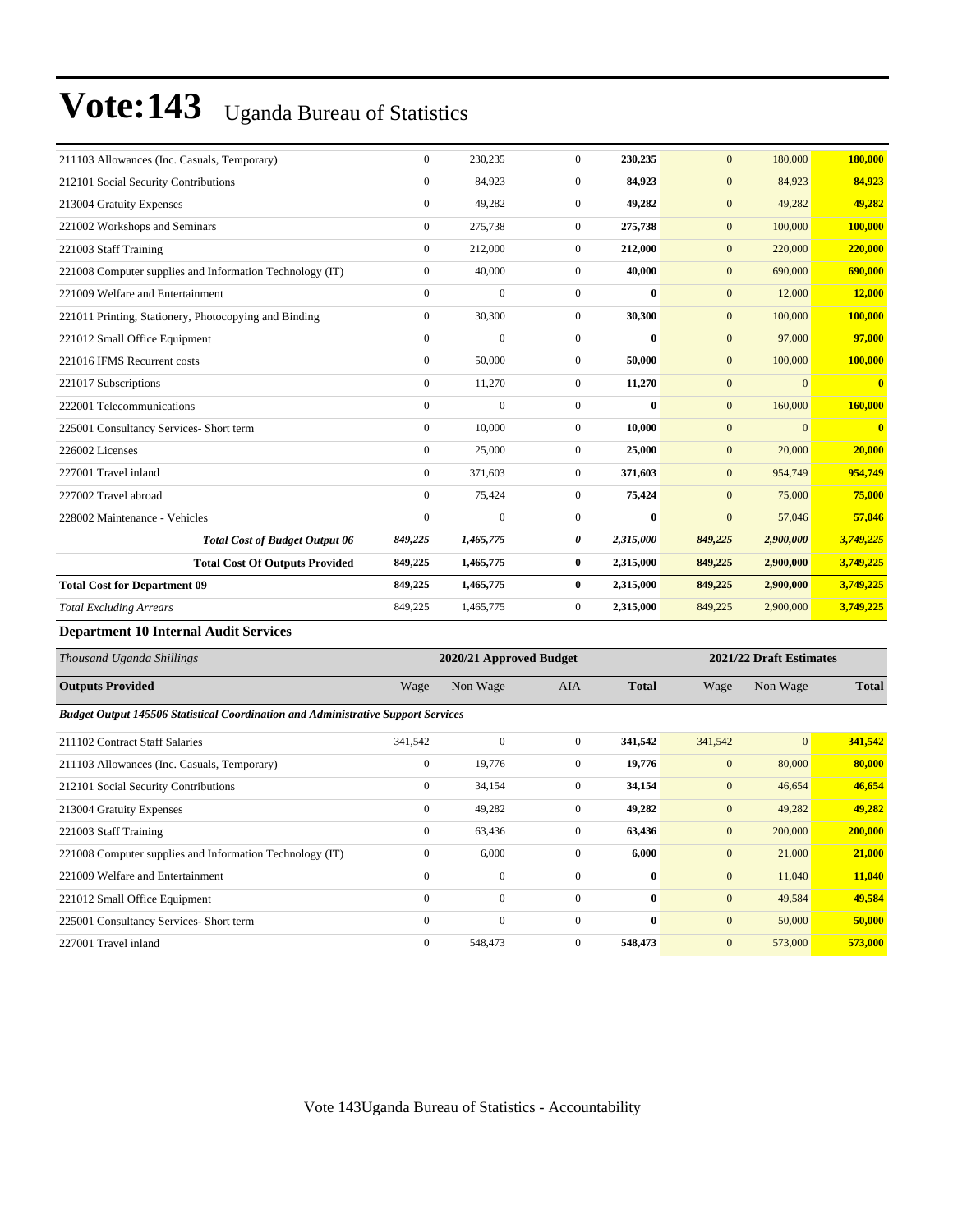# Vote:143 Uganda Bureau of Statistics

| | | | | | | | |
|---|---|---|---|---|---|---|---|
| 211103 Allowances (Inc. Casuals, Temporary) | 0 | 230,235 | 0 | **230,235** | 0 | 180,000 | **180,000** |
| 212101 Social Security Contributions | 0 | 84,923 | 0 | **84,923** | 0 | 84,923 | **84,923** |
| 213004 Gratuity Expenses | 0 | 49,282 | 0 | **49,282** | 0 | 49,282 | **49,282** |
| 221002 Workshops and Seminars | 0 | 275,738 | 0 | **275,738** | 0 | 100,000 | **100,000** |
| 221003 Staff Training | 0 | 212,000 | 0 | **212,000** | 0 | 220,000 | **220,000** |
| 221008 Computer supplies and Information Technology (IT) | 0 | 40,000 | 0 | **40,000** | 0 | 690,000 | **690,000** |
| 221009 Welfare and Entertainment | 0 | 0 | 0 | **0** | 0 | 12,000 | **12,000** |
| 221011 Printing, Stationery, Photocopying and Binding | 0 | 30,300 | 0 | **30,300** | 0 | 100,000 | **100,000** |
| 221012 Small Office Equipment | 0 | 0 | 0 | **0** | 0 | 97,000 | **97,000** |
| 221016 IFMS Recurrent costs | 0 | 50,000 | 0 | **50,000** | 0 | 100,000 | **100,000** |
| 221017 Subscriptions | 0 | 11,270 | 0 | **11,270** | 0 | 0 | **0** |
| 222001 Telecommunications | 0 | 0 | 0 | **0** | 0 | 160,000 | **160,000** |
| 225001 Consultancy Services- Short term | 0 | 10,000 | 0 | **10,000** | 0 | 0 | **0** |
| 226002 Licenses | 0 | 25,000 | 0 | **25,000** | 0 | 20,000 | **20,000** |
| 227001 Travel inland | 0 | 371,603 | 0 | **371,603** | 0 | 954,749 | **954,749** |
| 227002 Travel abroad | 0 | 75,424 | 0 | **75,424** | 0 | 75,000 | **75,000** |
| 228002 Maintenance - Vehicles | 0 | 0 | 0 | **0** | 0 | 57,046 | **57,046** |
| ***Total Cost of Budget Output 06*** | ***849,225*** | ***1,465,775*** | ***0*** | ***2,315,000*** | ***849,225*** | ***2,900,000*** | ***3,749,225*** |
| **Total Cost Of Outputs Provided** | **849,225** | **1,465,775** | **0** | **2,315,000** | **849,225** | **2,900,000** | **3,749,225** |
| **Total Cost for Department 09** | **849,225** | **1,465,775** | **0** | **2,315,000** | **849,225** | **2,900,000** | **3,749,225** |
| *Total Excluding Arrears* | 849,225 | 1,465,775 | 0 | **2,315,000** | 849,225 | 2,900,000 | **3,749,225** |

### Department 10 Internal Audit Services

| *Thousand Uganda Shillings* | 2020/21 Approved Budget | | | | 2021/22 Draft Estimates | | |
|---|---|---|---|---|---|---|---|
| **Outputs Provided** | Wage | Non Wage | AIA | **Total** | Wage | Non Wage | **Total** |
| ***Budget Output 145506 Statistical Coordination and Administrative Support Services*** | | | | | | | |
| 211102 Contract Staff Salaries | 341,542 | 0 | 0 | **341,542** | 341,542 | 0 | **341,542** |
| 211103 Allowances (Inc. Casuals, Temporary) | 0 | 19,776 | 0 | **19,776** | 0 | 80,000 | **80,000** |
| 212101 Social Security Contributions | 0 | 34,154 | 0 | **34,154** | 0 | 46,654 | **46,654** |
| 213004 Gratuity Expenses | 0 | 49,282 | 0 | **49,282** | 0 | 49,282 | **49,282** |
| 221003 Staff Training | 0 | 63,436 | 0 | **63,436** | 0 | 200,000 | **200,000** |
| 221008 Computer supplies and Information Technology (IT) | 0 | 6,000 | 0 | **6,000** | 0 | 21,000 | **21,000** |
| 221009 Welfare and Entertainment | 0 | 0 | 0 | **0** | 0 | 11,040 | **11,040** |
| 221012 Small Office Equipment | 0 | 0 | 0 | **0** | 0 | 49,584 | **49,584** |
| 225001 Consultancy Services- Short term | 0 | 0 | 0 | **0** | 0 | 50,000 | **50,000** |
| 227001 Travel inland | 0 | 548,473 | 0 | **548,473** | 0 | 573,000 | **573,000** |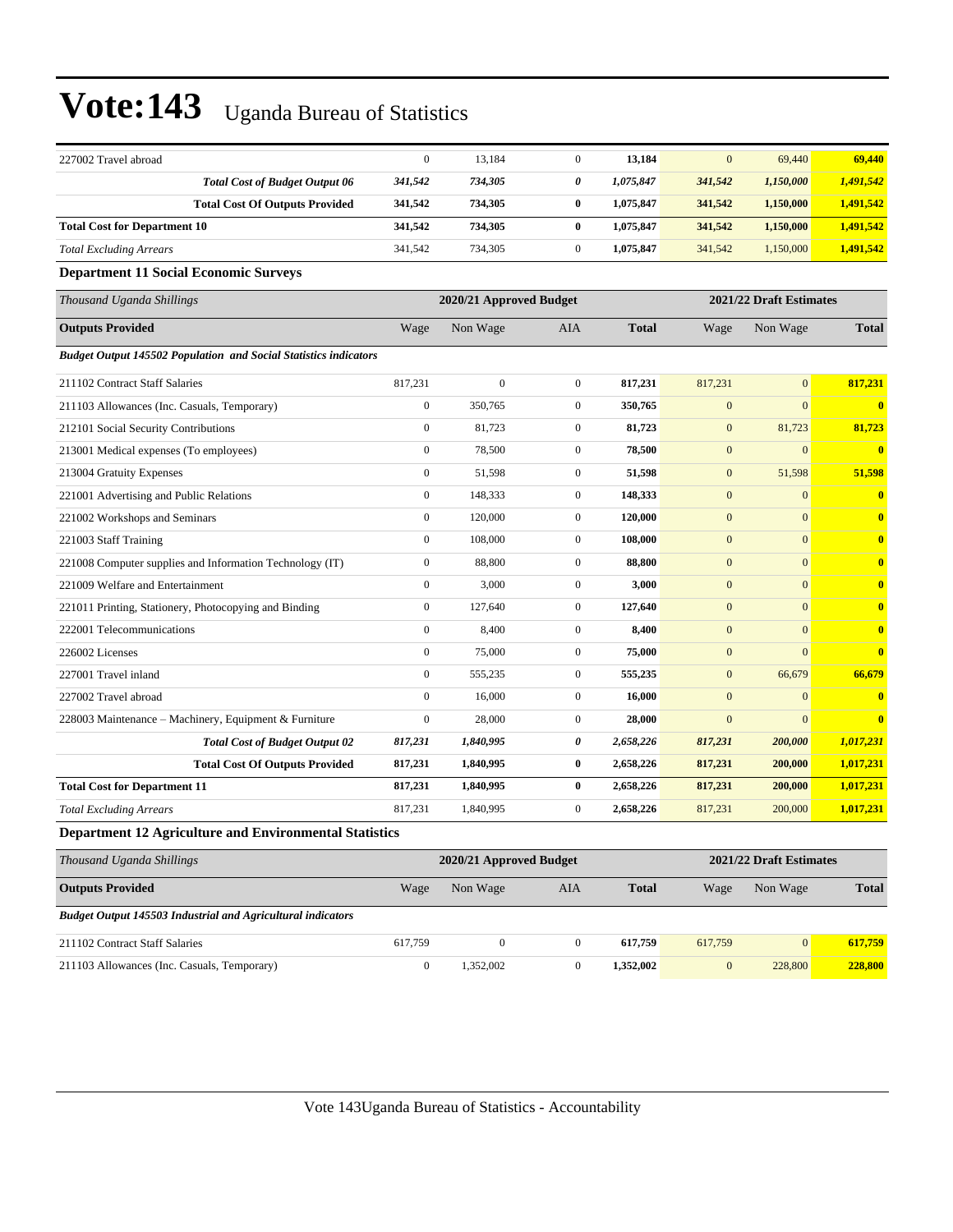# Vote:143 Uganda Bureau of Statistics

| | | | | | | | |
|---|---|---|---|---|---|---|---|
| 227002 Travel abroad | 0 | 13,184 | 0 | **13,184** | 0 | 69,440 | **69,440** |
| ***Total Cost of Budget Output 06*** | ***341,542*** | ***734,305*** | ***0*** | ***1,075,847*** | ***341,542*** | ***1,150,000*** | ***1,491,542*** |
| **Total Cost Of Outputs Provided** | **341,542** | **734,305** | **0** | **1,075,847** | **341,542** | **1,150,000** | **1,491,542** |
| **Total Cost for Department 10** | **341,542** | **734,305** | **0** | **1,075,847** | **341,542** | **1,150,000** | **1,491,542** |
| *Total Excluding Arrears* | 341,542 | 734,305 | 0 | **1,075,847** | 341,542 | 1,150,000 | **1,491,542** |

**Department 11 Social Economic Surveys**

| *Thousand Uganda Shillings* | 2020/21 Approved Budget | | | | 2021/22 Draft Estimates | | |
|---|---|---|---|---|---|---|---|
| **Outputs Provided** | Wage | Non Wage | AIA | **Total** | Wage | Non Wage | **Total** |
| ***Budget Output 145502 Population and Social Statistics indicators*** | | | | | | | |
| 211102 Contract Staff Salaries | 817,231 | 0 | 0 | **817,231** | 817,231 | 0 | **817,231** |
| 211103 Allowances (Inc. Casuals, Temporary) | 0 | 350,765 | 0 | **350,765** | 0 | 0 | **0** |
| 212101 Social Security Contributions | 0 | 81,723 | 0 | **81,723** | 0 | 81,723 | **81,723** |
| 213001 Medical expenses (To employees) | 0 | 78,500 | 0 | **78,500** | 0 | 0 | **0** |
| 213004 Gratuity Expenses | 0 | 51,598 | 0 | **51,598** | 0 | 51,598 | **51,598** |
| 221001 Advertising and Public Relations | 0 | 148,333 | 0 | **148,333** | 0 | 0 | **0** |
| 221002 Workshops and Seminars | 0 | 120,000 | 0 | **120,000** | 0 | 0 | **0** |
| 221003 Staff Training | 0 | 108,000 | 0 | **108,000** | 0 | 0 | **0** |
| 221008 Computer supplies and Information Technology (IT) | 0 | 88,800 | 0 | **88,800** | 0 | 0 | **0** |
| 221009 Welfare and Entertainment | 0 | 3,000 | 0 | **3,000** | 0 | 0 | **0** |
| 221011 Printing, Stationery, Photocopying and Binding | 0 | 127,640 | 0 | **127,640** | 0 | 0 | **0** |
| 222001 Telecommunications | 0 | 8,400 | 0 | **8,400** | 0 | 0 | **0** |
| 226002 Licenses | 0 | 75,000 | 0 | **75,000** | 0 | 0 | **0** |
| 227001 Travel inland | 0 | 555,235 | 0 | **555,235** | 0 | 66,679 | **66,679** |
| 227002 Travel abroad | 0 | 16,000 | 0 | **16,000** | 0 | 0 | **0** |
| 228003 Maintenance – Machinery, Equipment & Furniture | 0 | 28,000 | 0 | **28,000** | 0 | 0 | **0** |
| ***Total Cost of Budget Output 02*** | ***817,231*** | ***1,840,995*** | ***0*** | ***2,658,226*** | ***817,231*** | ***200,000*** | ***1,017,231*** |
| **Total Cost Of Outputs Provided** | **817,231** | **1,840,995** | **0** | **2,658,226** | **817,231** | **200,000** | **1,017,231** |
| **Total Cost for Department 11** | **817,231** | **1,840,995** | **0** | **2,658,226** | **817,231** | **200,000** | **1,017,231** |
| *Total Excluding Arrears* | 817,231 | 1,840,995 | 0 | **2,658,226** | 817,231 | 200,000 | **1,017,231** |

**Department 12 Agriculture and Environmental Statistics**

| *Thousand Uganda Shillings* | 2020/21 Approved Budget | | | | 2021/22 Draft Estimates | | |
|---|---|---|---|---|---|---|---|
| **Outputs Provided** | Wage | Non Wage | AIA | **Total** | Wage | Non Wage | **Total** |
| ***Budget Output 145503 Industrial and Agricultural indicators*** | | | | | | | |
| 211102 Contract Staff Salaries | 617,759 | 0 | 0 | **617,759** | 617,759 | 0 | **617,759** |
| 211103 Allowances (Inc. Casuals, Temporary) | 0 | 1,352,002 | 0 | **1,352,002** | 0 | 228,800 | **228,800** |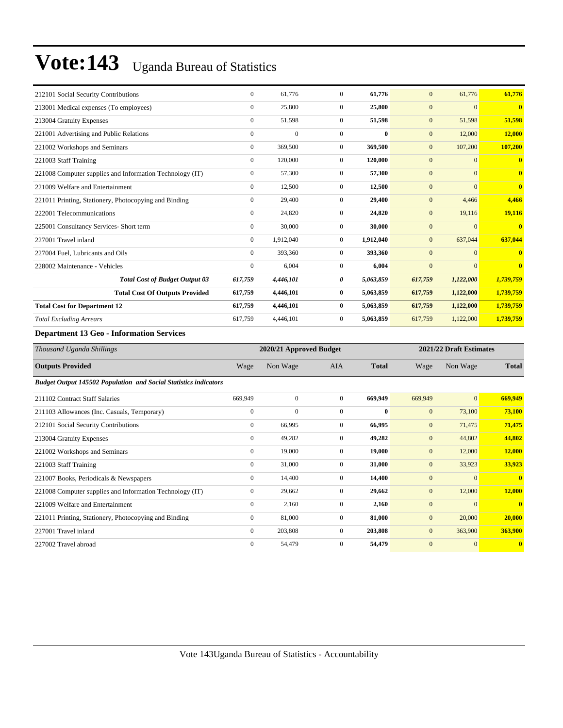| | | | | | | | |
|---|---|---|---|---|---|---|---|
| 212101 Social Security Contributions | 0 | 61,776 | 0 | **61,776** | 0 | 61,776 | **61,776** |
| 213001 Medical expenses (To employees) | 0 | 25,800 | 0 | **25,800** | 0 | 0 | **0** |
| 213004 Gratuity Expenses | 0 | 51,598 | 0 | **51,598** | 0 | 51,598 | **51,598** |
| 221001 Advertising and Public Relations | 0 | 0 | 0 | **0** | 0 | 12,000 | **12,000** |
| 221002 Workshops and Seminars | 0 | 369,500 | 0 | **369,500** | 0 | 107,200 | **107,200** |
| 221003 Staff Training | 0 | 120,000 | 0 | **120,000** | 0 | 0 | **0** |
| 221008 Computer supplies and Information Technology (IT) | 0 | 57,300 | 0 | **57,300** | 0 | 0 | **0** |
| 221009 Welfare and Entertainment | 0 | 12,500 | 0 | **12,500** | 0 | 0 | **0** |
| 221011 Printing, Stationery, Photocopying and Binding | 0 | 29,400 | 0 | **29,400** | 0 | 4,466 | **4,466** |
| 222001 Telecommunications | 0 | 24,820 | 0 | **24,820** | 0 | 19,116 | **19,116** |
| 225001 Consultancy Services- Short term | 0 | 30,000 | 0 | **30,000** | 0 | 0 | **0** |
| 227001 Travel inland | 0 | 1,912,040 | 0 | **1,912,040** | 0 | 637,044 | **637,044** |
| 227004 Fuel, Lubricants and Oils | 0 | 393,360 | 0 | **393,360** | 0 | 0 | **0** |
| 228002 Maintenance - Vehicles | 0 | 6,004 | 0 | **6,004** | 0 | 0 | **0** |
| ***Total Cost of Budget Output 03*** | ***617,759*** | ***4,446,101*** | ***0*** | ***5,063,859*** | ***617,759*** | ***1,122,000*** | ***1,739,759*** |
| **Total Cost Of Outputs Provided** | **617,759** | **4,446,101** | **0** | **5,063,859** | **617,759** | **1,122,000** | **1,739,759** |
| **Total Cost for Department 12** | **617,759** | **4,446,101** | **0** | **5,063,859** | **617,759** | **1,122,000** | **1,739,759** |
| *Total Excluding Arrears* | 617,759 | 4,446,101 | 0 | **5,063,859** | 617,759 | 1,122,000 | **1,739,759** |

**Department 13 Geo - Information Services**

| *Thousand Uganda Shillings* | 2020/21 Approved Budget | | | | 2021/22 Draft Estimates | | |
|---|---|---|---|---|---|---|---|
| **Outputs Provided** | Wage | Non Wage | AIA | **Total** | Wage | Non Wage | **Total** |
| ***Budget Output 145502 Population and Social Statistics indicators*** | | | | | | | |
| 211102 Contract Staff Salaries | 669,949 | 0 | 0 | **669,949** | 669,949 | 0 | **669,949** |
| 211103 Allowances (Inc. Casuals, Temporary) | 0 | 0 | 0 | **0** | 0 | 73,100 | **73,100** |
| 212101 Social Security Contributions | 0 | 66,995 | 0 | **66,995** | 0 | 71,475 | **71,475** |
| 213004 Gratuity Expenses | 0 | 49,282 | 0 | **49,282** | 0 | 44,802 | **44,802** |
| 221002 Workshops and Seminars | 0 | 19,000 | 0 | **19,000** | 0 | 12,000 | **12,000** |
| 221003 Staff Training | 0 | 31,000 | 0 | **31,000** | 0 | 33,923 | **33,923** |
| 221007 Books, Periodicals & Newspapers | 0 | 14,400 | 0 | **14,400** | 0 | 0 | **0** |
| 221008 Computer supplies and Information Technology (IT) | 0 | 29,662 | 0 | **29,662** | 0 | 12,000 | **12,000** |
| 221009 Welfare and Entertainment | 0 | 2,160 | 0 | **2,160** | 0 | 0 | **0** |
| 221011 Printing, Stationery, Photocopying and Binding | 0 | 81,000 | 0 | **81,000** | 0 | 20,000 | **20,000** |
| 227001 Travel inland | 0 | 203,808 | 0 | **203,808** | 0 | 363,900 | **363,900** |
| 227002 Travel abroad | 0 | 54,479 | 0 | **54,479** | 0 | 0 | **0** |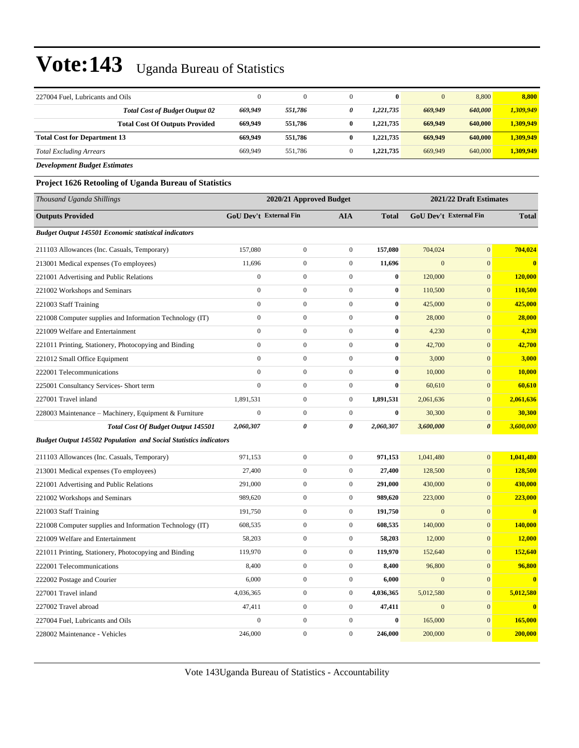# Vote:143 Uganda Bureau of Statistics

| | | | | | | | |
|---|---|---|---|---|---|---|---|
| 227004 Fuel, Lubricants and Oils | 0 | 0 | 0 | **0** | 0 | 8,800 | **8,800** |
| ***Total Cost of Budget Output 02*** | ***669,949*** | ***551,786*** | ***0*** | ***1,221,735*** | ***669,949*** | ***640,000*** | ***1,309,949*** |
| **Total Cost Of Outputs Provided** | **669,949** | **551,786** | **0** | **1,221,735** | **669,949** | **640,000** | **1,309,949** |
| **Total Cost for Department 13** | **669,949** | **551,786** | **0** | **1,221,735** | **669,949** | **640,000** | **1,309,949** |
| *Total Excluding Arrears* | 669,949 | 551,786 | 0 | **1,221,735** | 669,949 | 640,000 | **1,309,949** |

***Development Budget Estimates***

**Project 1626 Retooling of Uganda Bureau of Statistics**

| *Thousand Uganda Shillings* | 2020/21 Approved Budget | | | | 2021/22 Draft Estimates | | |
|---|---|---|---|---|---|---|---|
| **Outputs Provided** | **GoU Dev't** | **External Fin** | **AIA** | **Total** | **GoU Dev't** | **External Fin** | **Total** |
| ***Budget Output 145501 Economic statistical indicators*** | | | | | | | |
| 211103 Allowances (Inc. Casuals, Temporary) | 157,080 | 0 | 0 | **157,080** | 704,024 | 0 | **704,024** |
| 213001 Medical expenses (To employees) | 11,696 | 0 | 0 | **11,696** | 0 | 0 | **0** |
| 221001 Advertising and Public Relations | 0 | 0 | 0 | **0** | 120,000 | 0 | **120,000** |
| 221002 Workshops and Seminars | 0 | 0 | 0 | **0** | 110,500 | 0 | **110,500** |
| 221003 Staff Training | 0 | 0 | 0 | **0** | 425,000 | 0 | **425,000** |
| 221008 Computer supplies and Information Technology (IT) | 0 | 0 | 0 | **0** | 28,000 | 0 | **28,000** |
| 221009 Welfare and Entertainment | 0 | 0 | 0 | **0** | 4,230 | 0 | **4,230** |
| 221011 Printing, Stationery, Photocopying and Binding | 0 | 0 | 0 | **0** | 42,700 | 0 | **42,700** |
| 221012 Small Office Equipment | 0 | 0 | 0 | **0** | 3,000 | 0 | **3,000** |
| 222001 Telecommunications | 0 | 0 | 0 | **0** | 10,000 | 0 | **10,000** |
| 225001 Consultancy Services- Short term | 0 | 0 | 0 | **0** | 60,610 | 0 | **60,610** |
| 227001 Travel inland | 1,891,531 | 0 | 0 | **1,891,531** | 2,061,636 | 0 | **2,061,636** |
| 228003 Maintenance – Machinery, Equipment & Furniture | 0 | 0 | 0 | **0** | 30,300 | 0 | **30,300** |
| ***Total Cost Of Budget Output 145501*** | ***2,060,307*** | ***0*** | ***0*** | ***2,060,307*** | ***3,600,000*** | ***0*** | ***3,600,000*** |
| ***Budget Output 145502 Population and Social Statistics indicators*** | | | | | | | |
| 211103 Allowances (Inc. Casuals, Temporary) | 971,153 | 0 | 0 | **971,153** | 1,041,480 | 0 | **1,041,480** |
| 213001 Medical expenses (To employees) | 27,400 | 0 | 0 | **27,400** | 128,500 | 0 | **128,500** |
| 221001 Advertising and Public Relations | 291,000 | 0 | 0 | **291,000** | 430,000 | 0 | **430,000** |
| 221002 Workshops and Seminars | 989,620 | 0 | 0 | **989,620** | 223,000 | 0 | **223,000** |
| 221003 Staff Training | 191,750 | 0 | 0 | **191,750** | 0 | 0 | **0** |
| 221008 Computer supplies and Information Technology (IT) | 608,535 | 0 | 0 | **608,535** | 140,000 | 0 | **140,000** |
| 221009 Welfare and Entertainment | 58,203 | 0 | 0 | **58,203** | 12,000 | 0 | **12,000** |
| 221011 Printing, Stationery, Photocopying and Binding | 119,970 | 0 | 0 | **119,970** | 152,640 | 0 | **152,640** |
| 222001 Telecommunications | 8,400 | 0 | 0 | **8,400** | 96,800 | 0 | **96,800** |
| 222002 Postage and Courier | 6,000 | 0 | 0 | **6,000** | 0 | 0 | **0** |
| 227001 Travel inland | 4,036,365 | 0 | 0 | **4,036,365** | 5,012,580 | 0 | **5,012,580** |
| 227002 Travel abroad | 47,411 | 0 | 0 | **47,411** | 0 | 0 | **0** |
| 227004 Fuel, Lubricants and Oils | 0 | 0 | 0 | **0** | 165,000 | 0 | **165,000** |
| 228002 Maintenance - Vehicles | 246,000 | 0 | 0 | **246,000** | 200,000 | 0 | **200,000** |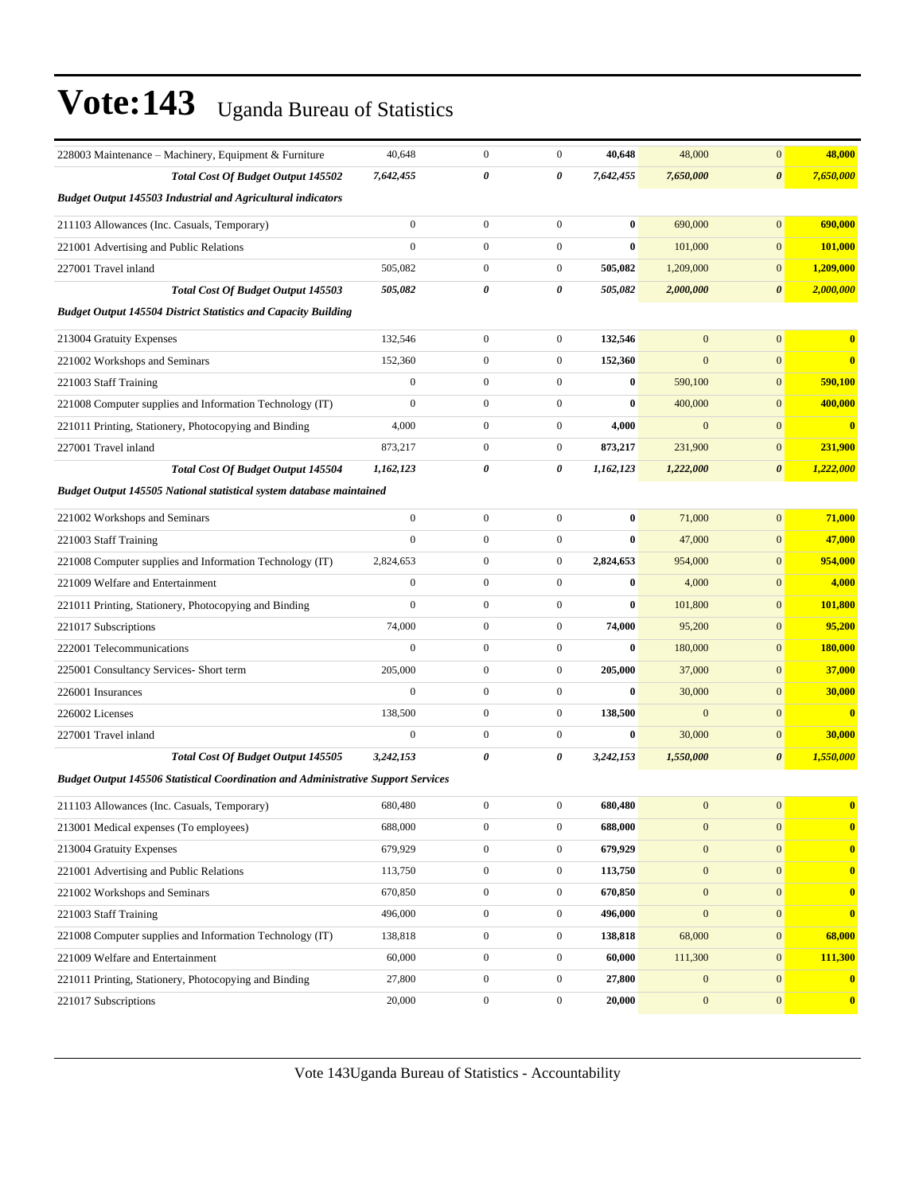# Vote:143 Uganda Bureau of Statistics

| | | | | | | | |
|---|---|---|---|---|---|---|---|
| 228003 Maintenance – Machinery, Equipment & Furniture | 40,648 | 0 | 0 | **40,648** | 48,000 | 0 | **48,000** |
| ***Total Cost Of Budget Output 145502*** | ***7,642,455*** | ***0*** | ***0*** | ***7,642,455*** | ***7,650,000*** | ***0*** | ***7,650,000*** |
| ***Budget Output 145503 Industrial and Agricultural indicators*** | | | | | | | |
| 211103 Allowances (Inc. Casuals, Temporary) | 0 | 0 | 0 | **0** | 690,000 | 0 | **690,000** |
| 221001 Advertising and Public Relations | 0 | 0 | 0 | **0** | 101,000 | 0 | **101,000** |
| 227001 Travel inland | 505,082 | 0 | 0 | **505,082** | 1,209,000 | 0 | **1,209,000** |
| ***Total Cost Of Budget Output 145503*** | ***505,082*** | ***0*** | ***0*** | ***505,082*** | ***2,000,000*** | ***0*** | ***2,000,000*** |
| ***Budget Output 145504 District Statistics and Capacity Building*** | | | | | | | |
| 213004 Gratuity Expenses | 132,546 | 0 | 0 | **132,546** | 0 | 0 | **0** |
| 221002 Workshops and Seminars | 152,360 | 0 | 0 | **152,360** | 0 | 0 | **0** |
| 221003 Staff Training | 0 | 0 | 0 | **0** | 590,100 | 0 | **590,100** |
| 221008 Computer supplies and Information Technology (IT) | 0 | 0 | 0 | **0** | 400,000 | 0 | **400,000** |
| 221011 Printing, Stationery, Photocopying and Binding | 4,000 | 0 | 0 | **4,000** | 0 | 0 | **0** |
| 227001 Travel inland | 873,217 | 0 | 0 | **873,217** | 231,900 | 0 | **231,900** |
| ***Total Cost Of Budget Output 145504*** | ***1,162,123*** | ***0*** | ***0*** | ***1,162,123*** | ***1,222,000*** | ***0*** | ***1,222,000*** |
| ***Budget Output 145505 National statistical system database maintained*** | | | | | | | |
| 221002 Workshops and Seminars | 0 | 0 | 0 | **0** | 71,000 | 0 | **71,000** |
| 221003 Staff Training | 0 | 0 | 0 | **0** | 47,000 | 0 | **47,000** |
| 221008 Computer supplies and Information Technology (IT) | 2,824,653 | 0 | 0 | **2,824,653** | 954,000 | 0 | **954,000** |
| 221009 Welfare and Entertainment | 0 | 0 | 0 | **0** | 4,000 | 0 | **4,000** |
| 221011 Printing, Stationery, Photocopying and Binding | 0 | 0 | 0 | **0** | 101,800 | 0 | **101,800** |
| 221017 Subscriptions | 74,000 | 0 | 0 | **74,000** | 95,200 | 0 | **95,200** |
| 222001 Telecommunications | 0 | 0 | 0 | **0** | 180,000 | 0 | **180,000** |
| 225001 Consultancy Services- Short term | 205,000 | 0 | 0 | **205,000** | 37,000 | 0 | **37,000** |
| 226001 Insurances | 0 | 0 | 0 | **0** | 30,000 | 0 | **30,000** |
| 226002 Licenses | 138,500 | 0 | 0 | **138,500** | 0 | 0 | **0** |
| 227001 Travel inland | 0 | 0 | 0 | **0** | 30,000 | 0 | **30,000** |
| ***Total Cost Of Budget Output 145505*** | ***3,242,153*** | ***0*** | ***0*** | ***3,242,153*** | ***1,550,000*** | ***0*** | ***1,550,000*** |
| ***Budget Output 145506 Statistical Coordination and Administrative Support Services*** | | | | | | | |
| 211103 Allowances (Inc. Casuals, Temporary) | 680,480 | 0 | 0 | **680,480** | 0 | 0 | **0** |
| 213001 Medical expenses (To employees) | 688,000 | 0 | 0 | **688,000** | 0 | 0 | **0** |
| 213004 Gratuity Expenses | 679,929 | 0 | 0 | **679,929** | 0 | 0 | **0** |
| 221001 Advertising and Public Relations | 113,750 | 0 | 0 | **113,750** | 0 | 0 | **0** |
| 221002 Workshops and Seminars | 670,850 | 0 | 0 | **670,850** | 0 | 0 | **0** |
| 221003 Staff Training | 496,000 | 0 | 0 | **496,000** | 0 | 0 | **0** |
| 221008 Computer supplies and Information Technology (IT) | 138,818 | 0 | 0 | **138,818** | 68,000 | 0 | **68,000** |
| 221009 Welfare and Entertainment | 60,000 | 0 | 0 | **60,000** | 111,300 | 0 | **111,300** |
| 221011 Printing, Stationery, Photocopying and Binding | 27,800 | 0 | 0 | **27,800** | 0 | 0 | **0** |
| 221017 Subscriptions | 20,000 | 0 | 0 | **20,000** | 0 | 0 | **0** |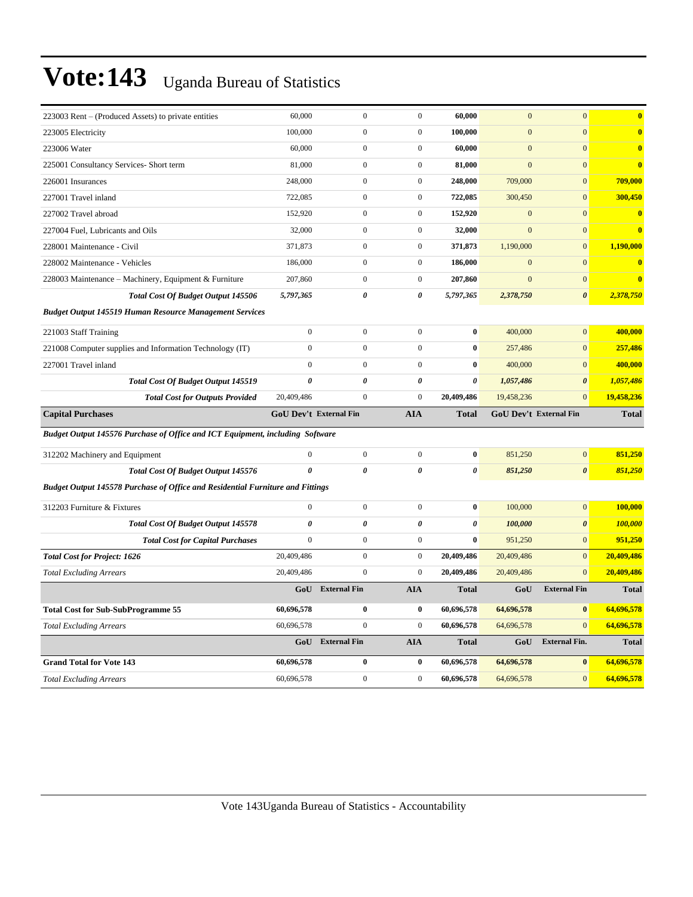# Vote:143 Uganda Bureau of Statistics

| | | | | | | | |
|---|---|---|---|---|---|---|---|
| 223003 Rent – (Produced Assets) to private entities | 60,000 | 0 | 0 | **60,000** | 0 | 0 | **0** |
| 223005 Electricity | 100,000 | 0 | 0 | **100,000** | 0 | 0 | **0** |
| 223006 Water | 60,000 | 0 | 0 | **60,000** | 0 | 0 | **0** |
| 225001 Consultancy Services- Short term | 81,000 | 0 | 0 | **81,000** | 0 | 0 | **0** |
| 226001 Insurances | 248,000 | 0 | 0 | **248,000** | 709,000 | 0 | **709,000** |
| 227001 Travel inland | 722,085 | 0 | 0 | **722,085** | 300,450 | 0 | **300,450** |
| 227002 Travel abroad | 152,920 | 0 | 0 | **152,920** | 0 | 0 | **0** |
| 227004 Fuel, Lubricants and Oils | 32,000 | 0 | 0 | **32,000** | 0 | 0 | **0** |
| 228001 Maintenance - Civil | 371,873 | 0 | 0 | **371,873** | 1,190,000 | 0 | **1,190,000** |
| 228002 Maintenance - Vehicles | 186,000 | 0 | 0 | **186,000** | 0 | 0 | **0** |
| 228003 Maintenance – Machinery, Equipment & Furniture | 207,860 | 0 | 0 | **207,860** | 0 | 0 | **0** |
| ***Total Cost Of Budget Output 145506*** | ***5,797,365*** | ***0*** | ***0*** | ***5,797,365*** | ***2,378,750*** | ***0*** | ***2,378,750*** |
| ***Budget Output 145519 Human Resource Management Services*** | | | | | | | |
| 221003 Staff Training | 0 | 0 | 0 | **0** | 400,000 | 0 | **400,000** |
| 221008 Computer supplies and Information Technology (IT) | 0 | 0 | 0 | **0** | 257,486 | 0 | **257,486** |
| 227001 Travel inland | 0 | 0 | 0 | **0** | 400,000 | 0 | **400,000** |
| ***Total Cost Of Budget Output 145519*** | ***0*** | ***0*** | ***0*** | ***0*** | ***1,057,486*** | ***0*** | ***1,057,486*** |
| ***Total Cost for Outputs Provided*** | 20,409,486 | 0 | 0 | **20,409,486** | 19,458,236 | 0 | **19,458,236** |
| **Capital Purchases** | **GoU Dev't** | **External Fin** | **AIA** | **Total** | **GoU Dev't** | **External Fin** | **Total** |
| ***Budget Output 145576 Purchase of Office and ICT Equipment, including Software*** | | | | | | | |
| 312202 Machinery and Equipment | 0 | 0 | 0 | **0** | 851,250 | 0 | **851,250** |
| ***Total Cost Of Budget Output 145576*** | ***0*** | ***0*** | ***0*** | ***0*** | ***851,250*** | ***0*** | ***851,250*** |
| ***Budget Output 145578 Purchase of Office and Residential Furniture and Fittings*** | | | | | | | |
| 312203 Furniture & Fixtures | 0 | 0 | 0 | **0** | 100,000 | 0 | **100,000** |
| ***Total Cost Of Budget Output 145578*** | ***0*** | ***0*** | ***0*** | ***0*** | ***100,000*** | ***0*** | ***100,000*** |
| ***Total Cost for Capital Purchases*** | 0 | 0 | 0 | **0** | 951,250 | 0 | **951,250** |
| ***Total Cost for Project: 1626*** | 20,409,486 | 0 | 0 | **20,409,486** | 20,409,486 | 0 | **20,409,486** |
| *Total Excluding Arrears* | 20,409,486 | 0 | 0 | **20,409,486** | 20,409,486 | 0 | **20,409,486** |
| | **GoU** | **External Fin** | **AIA** | **Total** | **GoU** | **External Fin** | **Total** |
| **Total Cost for Sub-SubProgramme 55** | **60,696,578** | **0** | **0** | **60,696,578** | **64,696,578** | **0** | **64,696,578** |
| *Total Excluding Arrears* | 60,696,578 | 0 | 0 | **60,696,578** | 64,696,578 | 0 | **64,696,578** |
| | **GoU** | **External Fin** | **AIA** | **Total** | **GoU** | **External Fin.** | **Total** |
| **Grand Total for Vote 143** | **60,696,578** | **0** | **0** | **60,696,578** | **64,696,578** | **0** | **64,696,578** |
| *Total Excluding Arrears* | 60,696,578 | 0 | 0 | **60,696,578** | 64,696,578 | 0 | **64,696,578** |